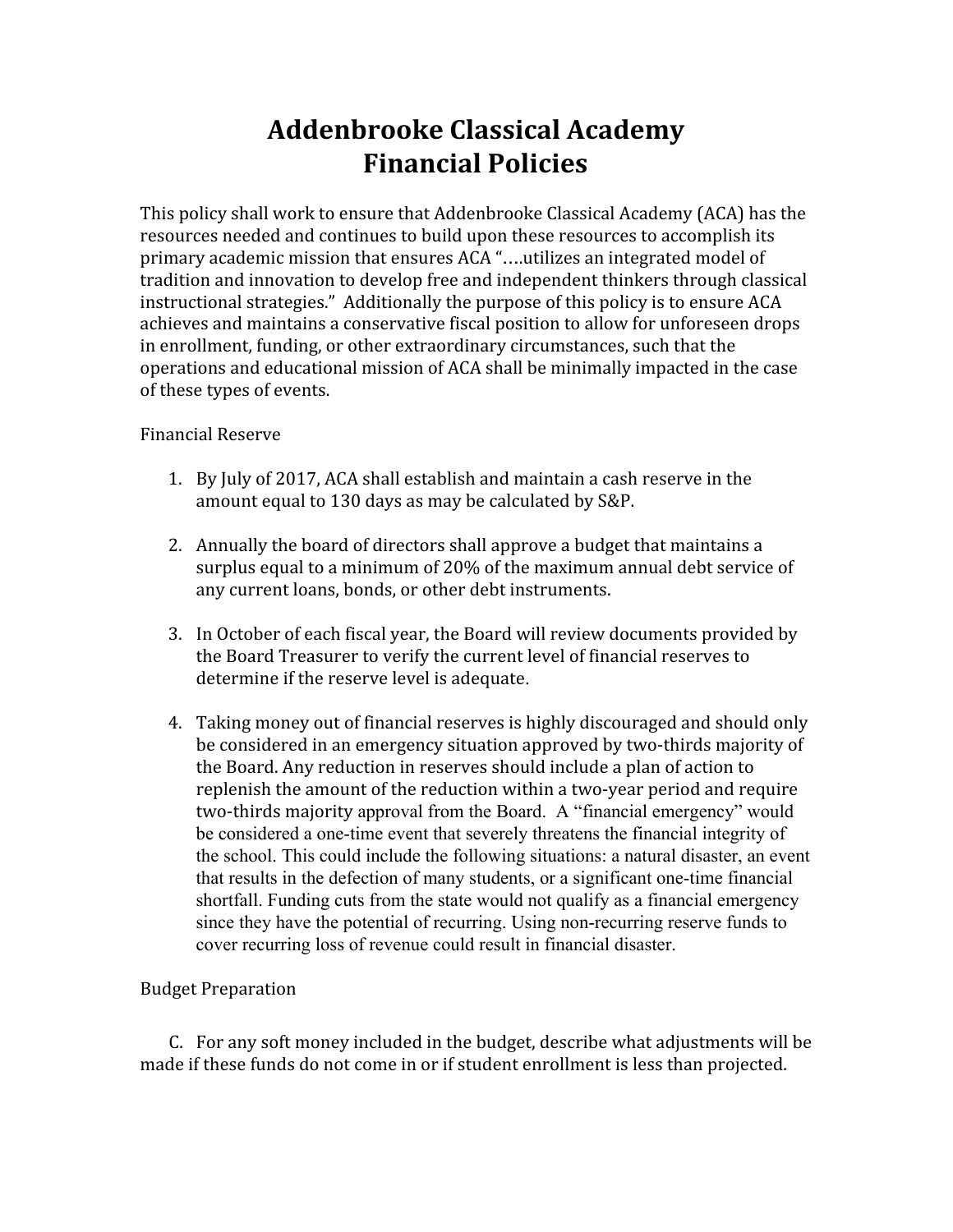# Addenbrooke Classical Academy
# Financial Policies

This policy shall work to ensure that Addenbrooke Classical Academy (ACA) has the resources needed and continues to build upon these resources to accomplish its primary academic mission that ensures ACA "….utilizes an integrated model of tradition and innovation to develop free and independent thinkers through classical instructional strategies." Additionally the purpose of this policy is to ensure ACA achieves and maintains a conservative fiscal position to allow for unforeseen drops in enrollment, funding, or other extraordinary circumstances, such that the operations and educational mission of ACA shall be minimally impacted in the case of these types of events.

Financial Reserve

1. By July of 2017, ACA shall establish and maintain a cash reserve in the amount equal to 130 days as may be calculated by S&P.

2. Annually the board of directors shall approve a budget that maintains a surplus equal to a minimum of 20% of the maximum annual debt service of any current loans, bonds, or other debt instruments.

3. In October of each fiscal year, the Board will review documents provided by the Board Treasurer to verify the current level of financial reserves to determine if the reserve level is adequate.

4. Taking money out of financial reserves is highly discouraged and should only be considered in an emergency situation approved by two-thirds majority of the Board. Any reduction in reserves should include a plan of action to replenish the amount of the reduction within a two-year period and require two-thirds majority approval from the Board. A "financial emergency" would be considered a one-time event that severely threatens the financial integrity of the school. This could include the following situations: a natural disaster, an event that results in the defection of many students, or a significant one-time financial shortfall. Funding cuts from the state would not qualify as a financial emergency since they have the potential of recurring. Using non-recurring reserve funds to cover recurring loss of revenue could result in financial disaster.

Budget Preparation

C. For any soft money included in the budget, describe what adjustments will be made if these funds do not come in or if student enrollment is less than projected.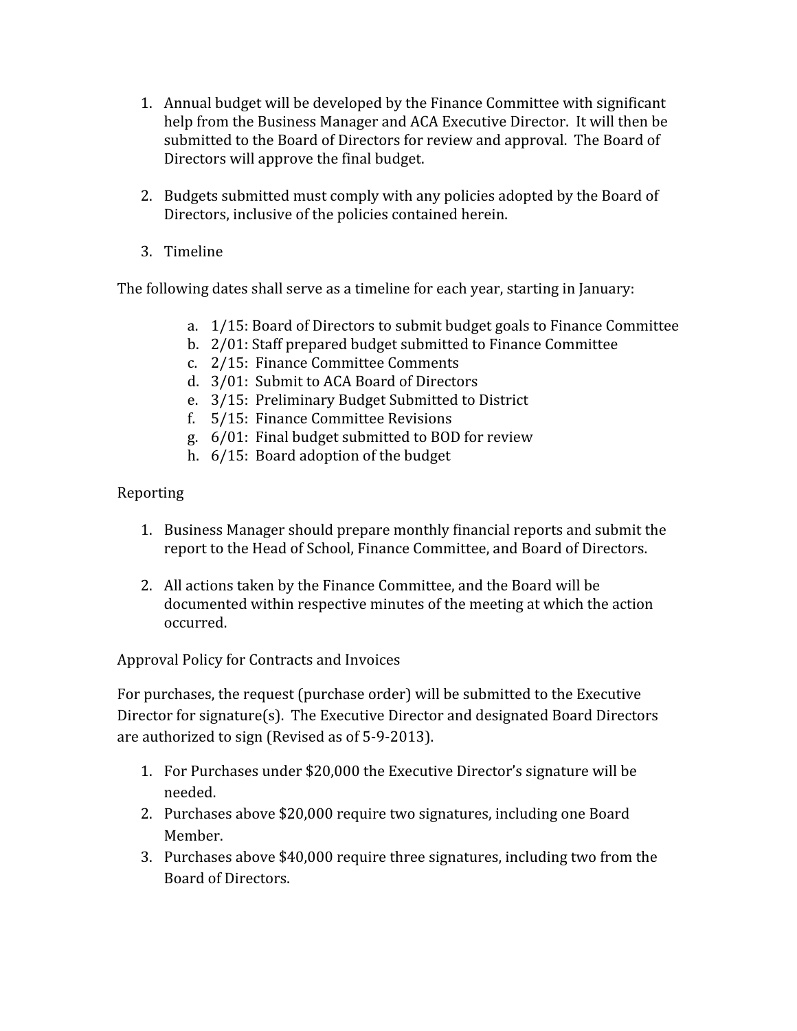1. Annual budget will be developed by the Finance Committee with significant help from the Business Manager and ACA Executive Director. It will then be submitted to the Board of Directors for review and approval. The Board of Directors will approve the final budget.

2. Budgets submitted must comply with any policies adopted by the Board of Directors, inclusive of the policies contained herein.

3. Timeline

The following dates shall serve as a timeline for each year, starting in January:

a. 1/15: Board of Directors to submit budget goals to Finance Committee
b. 2/01: Staff prepared budget submitted to Finance Committee
c. 2/15: Finance Committee Comments
d. 3/01: Submit to ACA Board of Directors
e. 3/15: Preliminary Budget Submitted to District
f. 5/15: Finance Committee Revisions
g. 6/01: Final budget submitted to BOD for review
h. 6/15: Board adoption of the budget

Reporting

1. Business Manager should prepare monthly financial reports and submit the report to the Head of School, Finance Committee, and Board of Directors.

2. All actions taken by the Finance Committee, and the Board will be documented within respective minutes of the meeting at which the action occurred.

Approval Policy for Contracts and Invoices

For purchases, the request (purchase order) will be submitted to the Executive Director for signature(s). The Executive Director and designated Board Directors are authorized to sign (Revised as of 5-9-2013).

1. For Purchases under $20,000 the Executive Director's signature will be needed.
2. Purchases above $20,000 require two signatures, including one Board Member.
3. Purchases above $40,000 require three signatures, including two from the Board of Directors.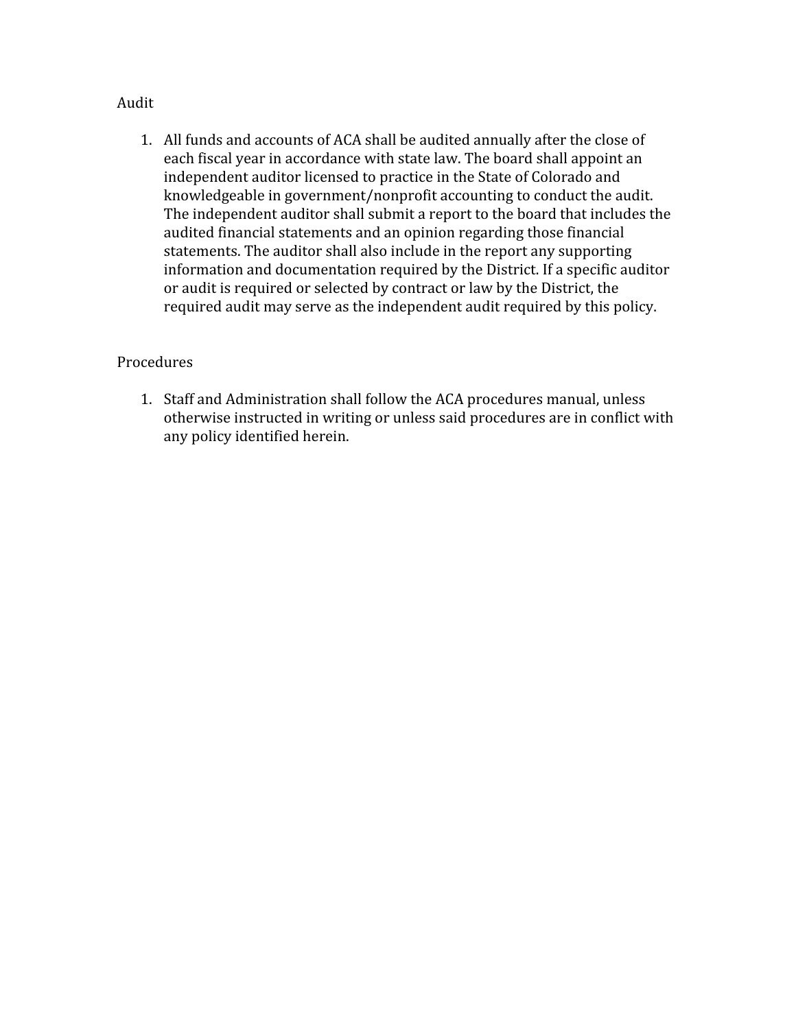Audit

1. All funds and accounts of ACA shall be audited annually after the close of each fiscal year in accordance with state law. The board shall appoint an independent auditor licensed to practice in the State of Colorado and knowledgeable in government/nonprofit accounting to conduct the audit. The independent auditor shall submit a report to the board that includes the audited financial statements and an opinion regarding those financial statements. The auditor shall also include in the report any supporting information and documentation required by the District. If a specific auditor or audit is required or selected by contract or law by the District, the required audit may serve as the independent audit required by this policy.

Procedures

1. Staff and Administration shall follow the ACA procedures manual, unless otherwise instructed in writing or unless said procedures are in conflict with any policy identified herein.